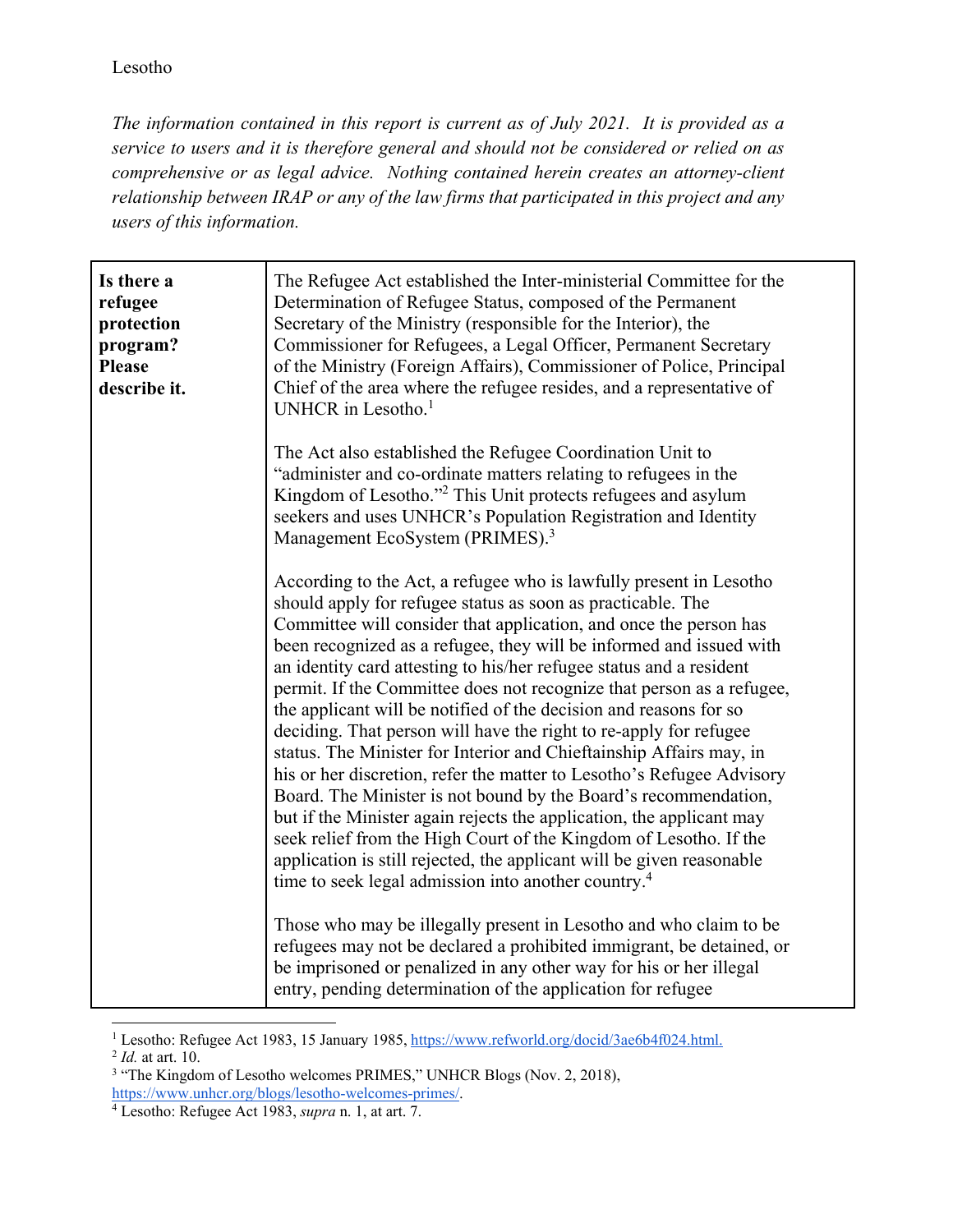Lesotho

*The information contained in this report is current as of July 2021. It is provided as a service to users and it is therefore general and should not be considered or relied on as comprehensive or as legal advice. Nothing contained herein creates an attorney-client relationship between IRAP or any of the law firms that participated in this project and any users of this information.*

| **Is there a refugee protection program? Please describe it.** | The Refugee Act established the Inter-ministerial Committee for the Determination of Refugee Status, composed of the Permanent Secretary of the Ministry (responsible for the Interior), the Commissioner for Refugees, a Legal Officer, Permanent Secretary of the Ministry (Foreign Affairs), Commissioner of Police, Principal Chief of the area where the refugee resides, and a representative of UNHCR in Lesotho.[1]<br><br>The Act also established the Refugee Coordination Unit to "administer and co-ordinate matters relating to refugees in the Kingdom of Lesotho."[2] This Unit protects refugees and asylum seekers and uses UNHCR's Population Registration and Identity Management EcoSystem (PRIMES).[3]<br><br>According to the Act, a refugee who is lawfully present in Lesotho should apply for refugee status as soon as practicable. The Committee will consider that application, and once the person has been recognized as a refugee, they will be informed and issued with an identity card attesting to his/her refugee status and a resident permit. If the Committee does not recognize that person as a refugee, the applicant will be notified of the decision and reasons for so deciding. That person will have the right to re-apply for refugee status. The Minister for Interior and Chieftainship Affairs may, in his or her discretion, refer the matter to Lesotho's Refugee Advisory Board. The Minister is not bound by the Board's recommendation, but if the Minister again rejects the application, the applicant may seek relief from the High Court of the Kingdom of Lesotho. If the application is still rejected, the applicant will be given reasonable time to seek legal admission into another country.[4]<br><br>Those who may be illegally present in Lesotho and who claim to be refugees may not be declared a prohibited immigrant, be detained, or be imprisoned or penalized in any other way for his or her illegal entry, pending determination of the application for refugee |
|---|---|

[1] Lesotho: Refugee Act 1983, 15 January 1985, https://www.refworld.org/docid/3ae6b4f024.html.

[2] *Id.* at art. 10.

[3] "The Kingdom of Lesotho welcomes PRIMES," UNHCR Blogs (Nov. 2, 2018), https://www.unhcr.org/blogs/lesotho-welcomes-primes/.

[4] Lesotho: Refugee Act 1983, *supra* n. 1, at art. 7.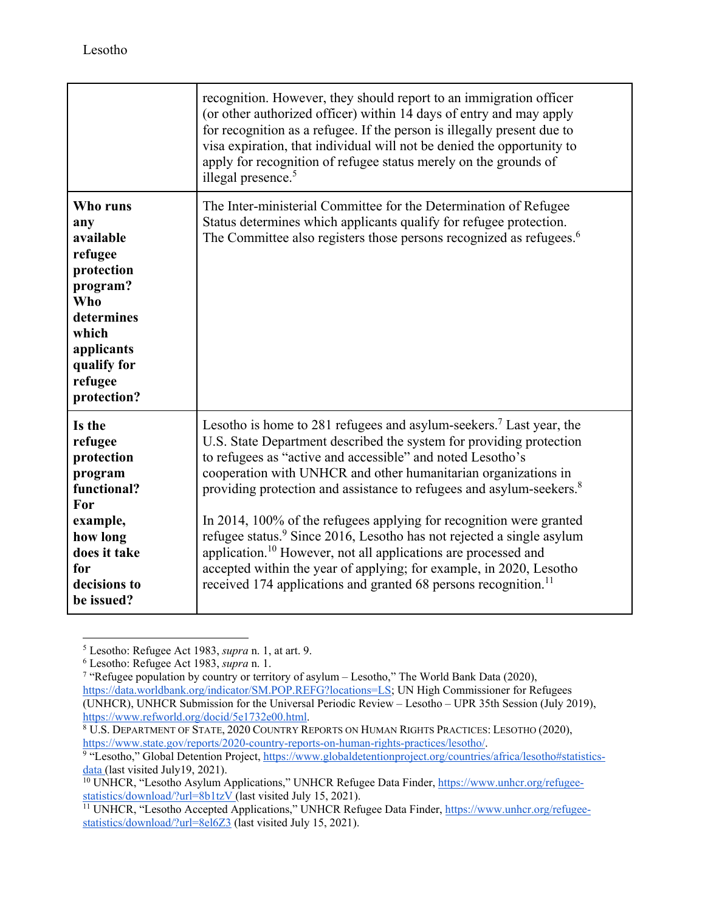| | |
|---|---|
| | recognition. However, they should report to an immigration officer (or other authorized officer) within 14 days of entry and may apply for recognition as a refugee. If the person is illegally present due to visa expiration, that individual will not be denied the opportunity to apply for recognition of refugee status merely on the grounds of illegal presence.[5] |
| **Who runs any available refugee protection program? Who determines which applicants qualify for refugee protection?** | The Inter-ministerial Committee for the Determination of Refugee Status determines which applicants qualify for refugee protection. The Committee also registers those persons recognized as refugees.[6] |
| **Is the refugee protection program functional? For example, how long does it take for decisions to be issued?** | Lesotho is home to 281 refugees and asylum-seekers.[7] Last year, the U.S. State Department described the system for providing protection to refugees as "active and accessible" and noted Lesotho's cooperation with UNHCR and other humanitarian organizations in providing protection and assistance to refugees and asylum-seekers.[8] <br><br> In 2014, 100% of the refugees applying for recognition were granted refugee status.[9] Since 2016, Lesotho has not rejected a single asylum application.[10] However, not all applications are processed and accepted within the year of applying; for example, in 2020, Lesotho received 174 applications and granted 68 persons recognition.[11] |

[5] Lesotho: Refugee Act 1983, *supra* n. 1, at art. 9.

[6] Lesotho: Refugee Act 1983, *supra* n. 1.

[7] "Refugee population by country or territory of asylum – Lesotho," The World Bank Data (2020), https://data.worldbank.org/indicator/SM.POP.REFG?locations=LS; UN High Commissioner for Refugees (UNHCR), UNHCR Submission for the Universal Periodic Review – Lesotho – UPR 35th Session (July 2019), https://www.refworld.org/docid/5e1732e00.html.

[8] U.S. DEPARTMENT OF STATE, 2020 COUNTRY REPORTS ON HUMAN RIGHTS PRACTICES: LESOTHO (2020), https://www.state.gov/reports/2020-country-reports-on-human-rights-practices/lesotho/.

[9] "Lesotho," Global Detention Project, https://www.globaldetentionproject.org/countries/africa/lesotho#statistics-data (last visited July19, 2021).

[10] UNHCR, "Lesotho Asylum Applications," UNHCR Refugee Data Finder, https://www.unhcr.org/refugee-statistics/download/?url=8b1tzV (last visited July 15, 2021).

[11] UNHCR, "Lesotho Accepted Applications," UNHCR Refugee Data Finder, https://www.unhcr.org/refugee-statistics/download/?url=8el6Z3 (last visited July 15, 2021).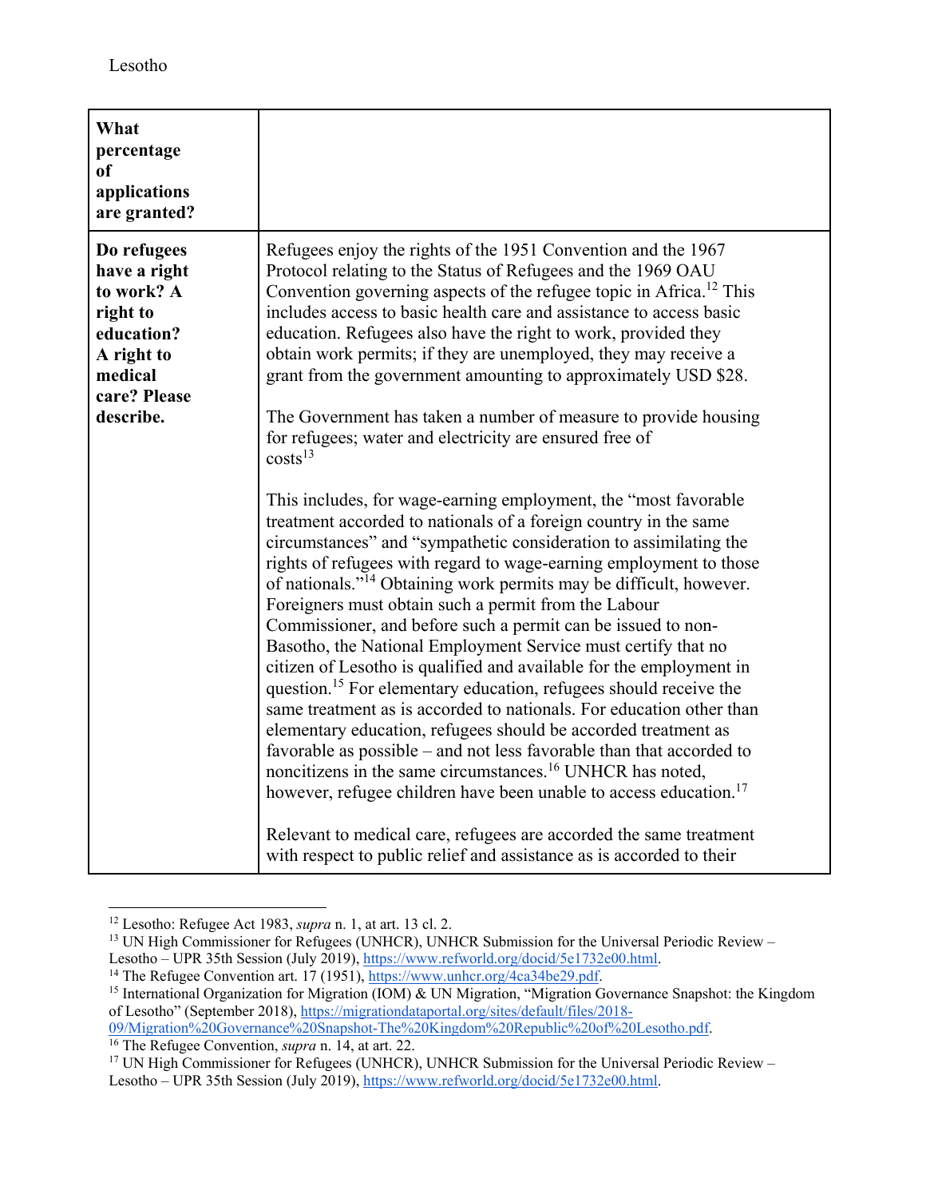| What percentage of applications are granted? | |
|---|---|
| Do refugees have a right to work? A right to education? A right to medical care? Please describe. | Refugees enjoy the rights of the 1951 Convention and the 1967 Protocol relating to the Status of Refugees and the 1969 OAU Convention governing aspects of the refugee topic in Africa.[12] This includes access to basic health care and assistance to access basic education. Refugees also have the right to work, provided they obtain work permits; if they are unemployed, they may receive a grant from the government amounting to approximately USD $28.<br><br>The Government has taken a number of measure to provide housing for refugees; water and electricity are ensured free of costs[13]<br><br>This includes, for wage-earning employment, the "most favorable treatment accorded to nationals of a foreign country in the same circumstances" and "sympathetic consideration to assimilating the rights of refugees with regard to wage-earning employment to those of nationals."[14] Obtaining work permits may be difficult, however. Foreigners must obtain such a permit from the Labour Commissioner, and before such a permit can be issued to non-Basotho, the National Employment Service must certify that no citizen of Lesotho is qualified and available for the employment in question.[15] For elementary education, refugees should receive the same treatment as is accorded to nationals. For education other than elementary education, refugees should be accorded treatment as favorable as possible – and not less favorable than that accorded to noncitizens in the same circumstances.[16] UNHCR has noted, however, refugee children have been unable to access education.[17]<br><br>Relevant to medical care, refugees are accorded the same treatment with respect to public relief and assistance as is accorded to their |

[12] Lesotho: Refugee Act 1983, *supra* n. 1, at art. 13 cl. 2.

[13] UN High Commissioner for Refugees (UNHCR), UNHCR Submission for the Universal Periodic Review – Lesotho – UPR 35th Session (July 2019), https://www.refworld.org/docid/5e1732e00.html.

[14] The Refugee Convention art. 17 (1951), https://www.unhcr.org/4ca34be29.pdf.

[15] International Organization for Migration (IOM) & UN Migration, "Migration Governance Snapshot: the Kingdom of Lesotho" (September 2018), https://migrationdataportal.org/sites/default/files/2018-09/Migration%20Governance%20Snapshot-The%20Kingdom%20Republic%20of%20Lesotho.pdf.

[16] The Refugee Convention, *supra* n. 14, at art. 22.

[17] UN High Commissioner for Refugees (UNHCR), UNHCR Submission for the Universal Periodic Review – Lesotho – UPR 35th Session (July 2019), https://www.refworld.org/docid/5e1732e00.html.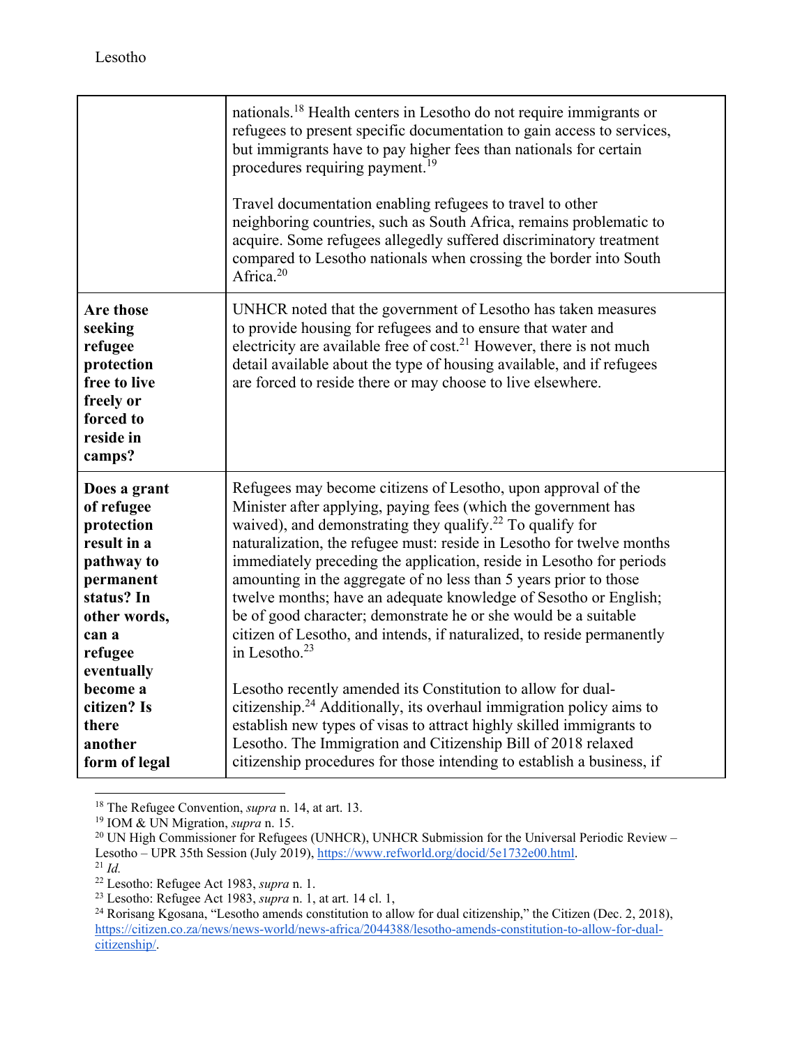| | |
|---|---|
| | nationals.[18] Health centers in Lesotho do not require immigrants or refugees to present specific documentation to gain access to services, but immigrants have to pay higher fees than nationals for certain procedures requiring payment.[19]<br><br>Travel documentation enabling refugees to travel to other neighboring countries, such as South Africa, remains problematic to acquire. Some refugees allegedly suffered discriminatory treatment compared to Lesotho nationals when crossing the border into South Africa.[20] |
| **Are those seeking refugee protection free to live freely or forced to reside in camps?** | UNHCR noted that the government of Lesotho has taken measures to provide housing for refugees and to ensure that water and electricity are available free of cost.[21] However, there is not much detail available about the type of housing available, and if refugees are forced to reside there or may choose to live elsewhere. |
| **Does a grant of refugee protection result in a pathway to permanent status? In other words, can a refugee eventually become a citizen? Is there another form of legal** | Refugees may become citizens of Lesotho, upon approval of the Minister after applying, paying fees (which the government has waived), and demonstrating they qualify.[22] To qualify for naturalization, the refugee must: reside in Lesotho for twelve months immediately preceding the application, reside in Lesotho for periods amounting in the aggregate of no less than 5 years prior to those twelve months; have an adequate knowledge of Sesotho or English; be of good character; demonstrate he or she would be a suitable citizen of Lesotho, and intends, if naturalized, to reside permanently in Lesotho.[23]<br><br>Lesotho recently amended its Constitution to allow for dual-citizenship.[24] Additionally, its overhaul immigration policy aims to establish new types of visas to attract highly skilled immigrants to Lesotho. The Immigration and Citizenship Bill of 2018 relaxed citizenship procedures for those intending to establish a business, if |

[18] The Refugee Convention, *supra* n. 14, at art. 13.

[19] IOM & UN Migration, *supra* n. 15.

[20] UN High Commissioner for Refugees (UNHCR), UNHCR Submission for the Universal Periodic Review – Lesotho – UPR 35th Session (July 2019), https://www.refworld.org/docid/5e1732e00.html.

[21] *Id.*

[22] Lesotho: Refugee Act 1983, *supra* n. 1.

[23] Lesotho: Refugee Act 1983, *supra* n. 1, at art. 14 cl. 1,

[24] Rorisang Kgosana, "Lesotho amends constitution to allow for dual citizenship," the Citizen (Dec. 2, 2018), https://citizen.co.za/news/news-world/news-africa/2044388/lesotho-amends-constitution-to-allow-for-dual-citizenship/.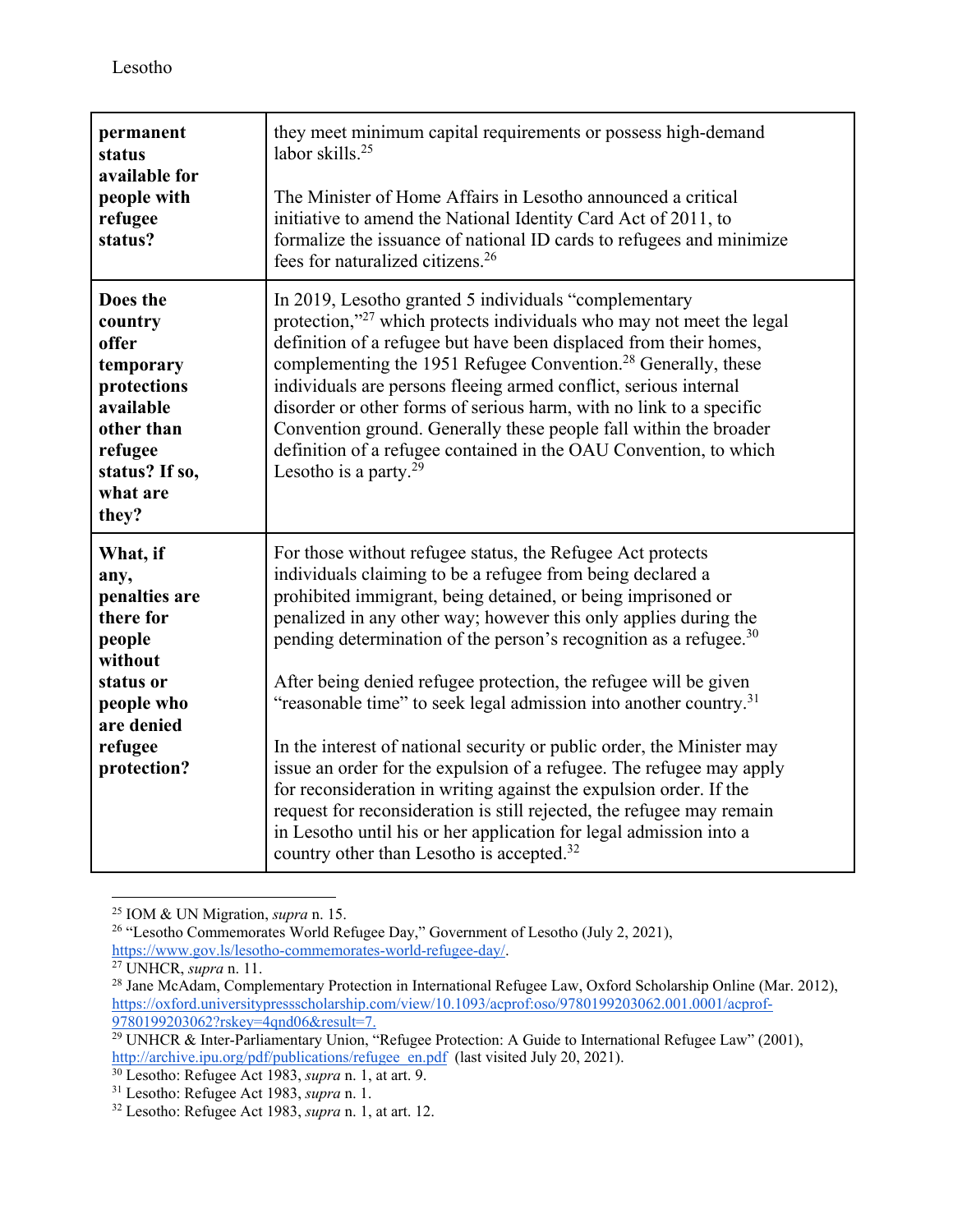| | |
|---|---|
| **permanent status available for people with refugee status?** | they meet minimum capital requirements or possess high-demand labor skills.[25]<br><br>The Minister of Home Affairs in Lesotho announced a critical initiative to amend the National Identity Card Act of 2011, to formalize the issuance of national ID cards to refugees and minimize fees for naturalized citizens.[26] |
| **Does the country offer temporary protections available other than refugee status? If so, what are they?** | In 2019, Lesotho granted 5 individuals "complementary protection,"[27] which protects individuals who may not meet the legal definition of a refugee but have been displaced from their homes, complementing the 1951 Refugee Convention.[28] Generally, these individuals are persons fleeing armed conflict, serious internal disorder or other forms of serious harm, with no link to a specific Convention ground. Generally these people fall within the broader definition of a refugee contained in the OAU Convention, to which Lesotho is a party.[29] |
| **What, if any, penalties are there for people without status or people who are denied refugee protection?** | For those without refugee status, the Refugee Act protects individuals claiming to be a refugee from being declared a prohibited immigrant, being detained, or being imprisoned or penalized in any other way; however this only applies during the pending determination of the person's recognition as a refugee.[30]<br><br>After being denied refugee protection, the refugee will be given "reasonable time" to seek legal admission into another country.[31]<br><br>In the interest of national security or public order, the Minister may issue an order for the expulsion of a refugee. The refugee may apply for reconsideration in writing against the expulsion order. If the request for reconsideration is still rejected, the refugee may remain in Lesotho until his or her application for legal admission into a country other than Lesotho is accepted.[32] |

---

[25] IOM & UN Migration, *supra* n. 15.
[26] "Lesotho Commemorates World Refugee Day," Government of Lesotho (July 2, 2021), https://www.gov.ls/lesotho-commemorates-world-refugee-day/.
[27] UNHCR, *supra* n. 11.
[28] Jane McAdam, Complementary Protection in International Refugee Law, Oxford Scholarship Online (Mar. 2012), https://oxford.universitypressscholarship.com/view/10.1093/acprof:oso/9780199203062.001.0001/acprof-9780199203062?rskey=4qnd06&result=7.
[29] UNHCR & Inter-Parliamentary Union, "Refugee Protection: A Guide to International Refugee Law" (2001), http://archive.ipu.org/pdf/publications/refugee_en.pdf (last visited July 20, 2021).
[30] Lesotho: Refugee Act 1983, *supra* n. 1, at art. 9.
[31] Lesotho: Refugee Act 1983, *supra* n. 1.
[32] Lesotho: Refugee Act 1983, *supra* n. 1, at art. 12.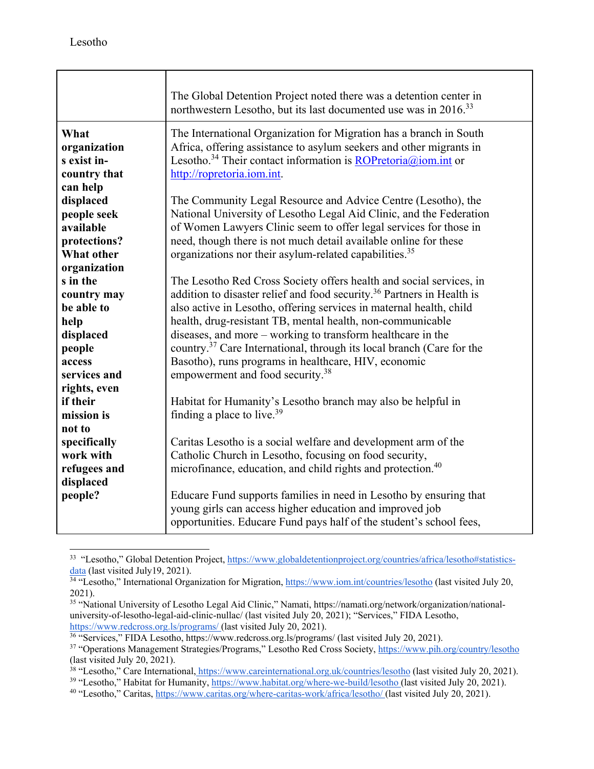| | |
|---|---|
| | The Global Detention Project noted there was a detention center in northwestern Lesotho, but its last documented use was in 2016.[33] |
| **What organizations exist in-country that can help displaced people seek available protections? What other organizations in the country may be able to help displaced people access services and rights, even if their mission is not to specifically work with refugees and displaced people?** | The International Organization for Migration has a branch in South Africa, offering assistance to asylum seekers and other migrants in Lesotho.[34] Their contact information is ROPretoria@iom.int or http://ropretoria.iom.int.<br><br>The Community Legal Resource and Advice Centre (Lesotho), the National University of Lesotho Legal Aid Clinic, and the Federation of Women Lawyers Clinic seem to offer legal services for those in need, though there is not much detail available online for these organizations nor their asylum-related capabilities.[35]<br><br>The Lesotho Red Cross Society offers health and social services, in addition to disaster relief and food security.[36] Partners in Health is also active in Lesotho, offering services in maternal health, child health, drug-resistant TB, mental health, non-communicable diseases, and more – working to transform healthcare in the country.[37] Care International, through its local branch (Care for the Basotho), runs programs in healthcare, HIV, economic empowerment and food security.[38]<br><br>Habitat for Humanity's Lesotho branch may also be helpful in finding a place to live.[39]<br><br>Caritas Lesotho is a social welfare and development arm of the Catholic Church in Lesotho, focusing on food security, microfinance, education, and child rights and protection.[40]<br><br>Educare Fund supports families in need in Lesotho by ensuring that young girls can access higher education and improved job opportunities. Educare Fund pays half of the student's school fees, |

[33] "Lesotho," Global Detention Project, https://www.globaldetentionproject.org/countries/africa/lesotho#statistics-data (last visited July19, 2021).

[34] "Lesotho," International Organization for Migration, https://www.iom.int/countries/lesotho (last visited July 20, 2021).

[35] "National University of Lesotho Legal Aid Clinic," Namati, https://namati.org/network/organization/national-university-of-lesotho-legal-aid-clinic-nullac/ (last visited July 20, 2021); "Services," FIDA Lesotho, https://www.redcross.org.ls/programs/ (last visited July 20, 2021).

[36] "Services," FIDA Lesotho, https://www.redcross.org.ls/programs/ (last visited July 20, 2021).

[37] "Operations Management Strategies/Programs," Lesotho Red Cross Society, https://www.pih.org/country/lesotho (last visited July 20, 2021).

[38] "Lesotho," Care International, https://www.careinternational.org.uk/countries/lesotho (last visited July 20, 2021).

[39] "Lesotho," Habitat for Humanity, https://www.habitat.org/where-we-build/lesotho (last visited July 20, 2021).

[40] "Lesotho," Caritas, https://www.caritas.org/where-caritas-work/africa/lesotho/ (last visited July 20, 2021).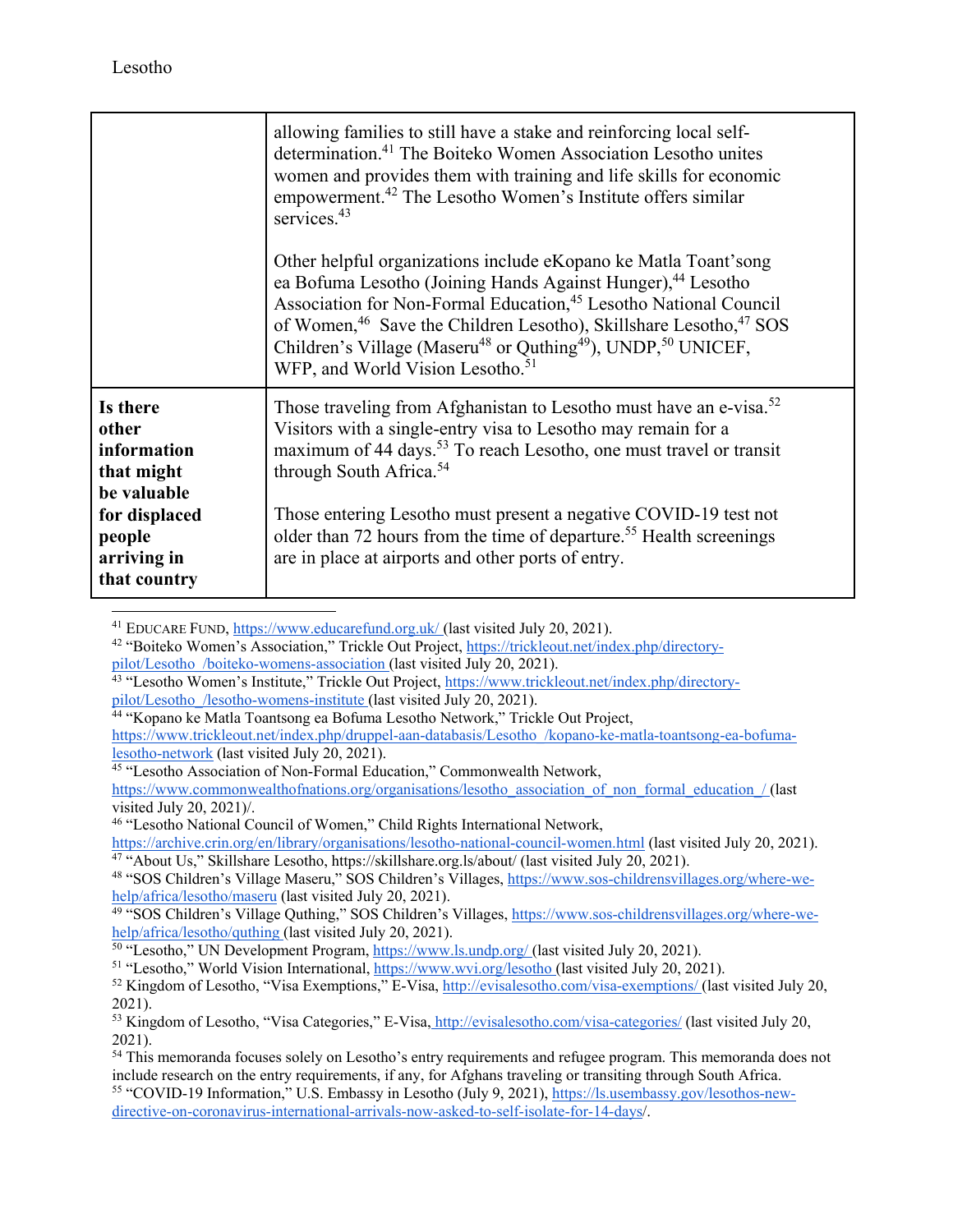| | |
|---|---|
| | allowing families to still have a stake and reinforcing local self-determination.[41] The Boiteko Women Association Lesotho unites women and provides them with training and life skills for economic empowerment.[42] The Lesotho Women's Institute offers similar services.[43]<br><br>Other helpful organizations include eKopano ke Matla Toant'song ea Bofuma Lesotho (Joining Hands Against Hunger),[44] Lesotho Association for Non-Formal Education,[45] Lesotho National Council of Women,[46] Save the Children Lesotho), Skillshare Lesotho,[47] SOS Children's Village (Maseru[48] or Quthing[49]), UNDP,[50] UNICEF, WFP, and World Vision Lesotho.[51] |
| **Is there other information that might be valuable for displaced people arriving in that country** | Those traveling from Afghanistan to Lesotho must have an e-visa.[52] Visitors with a single-entry visa to Lesotho may remain for a maximum of 44 days.[53] To reach Lesotho, one must travel or transit through South Africa.[54]<br><br>Those entering Lesotho must present a negative COVID-19 test not older than 72 hours from the time of departure.[55] Health screenings are in place at airports and other ports of entry. |

---

[41] EDUCARE FUND, https://www.educarefund.org.uk/ (last visited July 20, 2021).

[42] "Boiteko Women's Association," Trickle Out Project, https://trickleout.net/index.php/directory-pilot/Lesotho_/boiteko-womens-association (last visited July 20, 2021).

[43] "Lesotho Women's Institute," Trickle Out Project, https://www.trickleout.net/index.php/directory-pilot/Lesotho_/lesotho-womens-institute (last visited July 20, 2021).

[44] "Kopano ke Matla Toantsong ea Bofuma Lesotho Network," Trickle Out Project, https://www.trickleout.net/index.php/druppel-aan-databasis/Lesotho_/kopano-ke-matla-toantsong-ea-bofuma-lesotho-network (last visited July 20, 2021).

[45] "Lesotho Association of Non-Formal Education," Commonwealth Network, https://www.commonwealthofnations.org/organisations/lesotho_association_of_non_formal_education_/ (last visited July 20, 2021)/.

[46] "Lesotho National Council of Women," Child Rights International Network, https://archive.crin.org/en/library/organisations/lesotho-national-council-women.html (last visited July 20, 2021).

[47] "About Us," Skillshare Lesotho, https://skillshare.org.ls/about/ (last visited July 20, 2021).

[48] "SOS Children's Village Maseru," SOS Children's Villages, https://www.sos-childrensvillages.org/where-we-help/africa/lesotho/maseru (last visited July 20, 2021).

[49] "SOS Children's Village Quthing," SOS Children's Villages, https://www.sos-childrensvillages.org/where-we-help/africa/lesotho/quthing (last visited July 20, 2021).

[50] "Lesotho," UN Development Program, https://www.ls.undp.org/ (last visited July 20, 2021).

[51] "Lesotho," World Vision International, https://www.wvi.org/lesotho (last visited July 20, 2021).

[52] Kingdom of Lesotho, "Visa Exemptions," E-Visa, http://evisalesotho.com/visa-exemptions/ (last visited July 20, 2021).

[53] Kingdom of Lesotho, "Visa Categories," E-Visa, http://evisalesotho.com/visa-categories/ (last visited July 20, 2021).

[54] This memoranda focuses solely on Lesotho's entry requirements and refugee program. This memoranda does not include research on the entry requirements, if any, for Afghans traveling or transiting through South Africa.

[55] "COVID-19 Information," U.S. Embassy in Lesotho (July 9, 2021), https://ls.usembassy.gov/lesothos-new-directive-on-coronavirus-international-arrivals-now-asked-to-self-isolate-for-14-days/.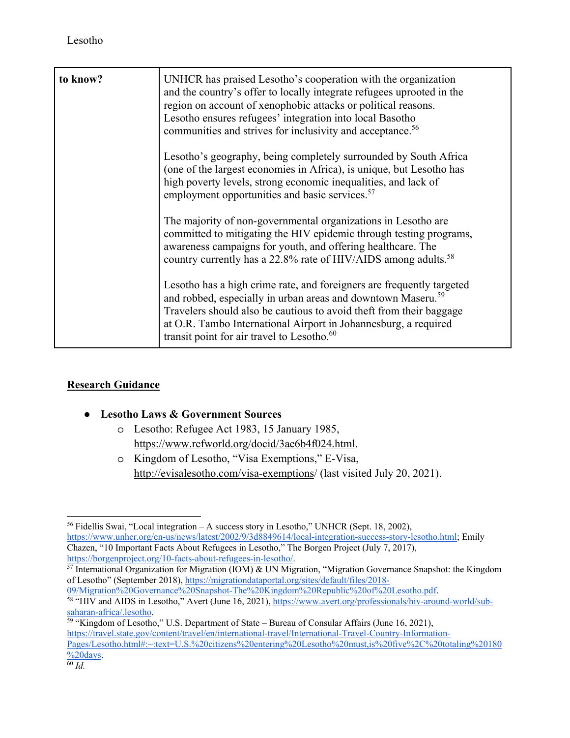| to know? | UNHCR has praised Lesotho's cooperation with the organization and the country's offer to locally integrate refugees uprooted in the region on account of xenophobic attacks or political reasons. Lesotho ensures refugees' integration into local Basotho communities and strives for inclusivity and acceptance.[56]<br><br>Lesotho's geography, being completely surrounded by South Africa (one of the largest economies in Africa), is unique, but Lesotho has high poverty levels, strong economic inequalities, and lack of employment opportunities and basic services.[57]<br><br>The majority of non-governmental organizations in Lesotho are committed to mitigating the HIV epidemic through testing programs, awareness campaigns for youth, and offering healthcare. The country currently has a 22.8% rate of HIV/AIDS among adults.[58]<br><br>Lesotho has a high crime rate, and foreigners are frequently targeted and robbed, especially in urban areas and downtown Maseru.[59] Travelers should also be cautious to avoid theft from their baggage at O.R. Tambo International Airport in Johannesburg, a required transit point for air travel to Lesotho.[60] |
|---|---|

## Research Guidance

- **Lesotho Laws & Government Sources**
  - Lesotho: Refugee Act 1983, 15 January 1985, https://www.refworld.org/docid/3ae6b4f024.html.
  - Kingdom of Lesotho, "Visa Exemptions," E-Visa, http://evisalesotho.com/visa-exemptions/ (last visited July 20, 2021).

---

[56] Fidellis Swai, "Local integration – A success story in Lesotho," UNHCR (Sept. 18, 2002), https://www.unhcr.org/en-us/news/latest/2002/9/3d8849614/local-integration-success-story-lesotho.html; Emily Chazen, "10 Important Facts About Refugees in Lesotho," The Borgen Project (July 7, 2017), https://borgenproject.org/10-facts-about-refugees-in-lesotho/.

[57] International Organization for Migration (IOM) & UN Migration, "Migration Governance Snapshot: the Kingdom of Lesotho" (September 2018), https://migrationdataportal.org/sites/default/files/2018-09/Migration%20Governance%20Snapshot-The%20Kingdom%20Republic%20of%20Lesotho.pdf.

[58] "HIV and AIDS in Lesotho," Avert (June 16, 2021), https://www.avert.org/professionals/hiv-around-world/sub-saharan-africa/.lesotho.

[59] "Kingdom of Lesotho," U.S. Department of State – Bureau of Consular Affairs (June 16, 2021), https://travel.state.gov/content/travel/en/international-travel/International-Travel-Country-Information-Pages/Lesotho.html#:~:text=U.S.%20citizens%20entering%20Lesotho%20must,is%20five%2C%20totaling%20180%20days.

[60] *Id.*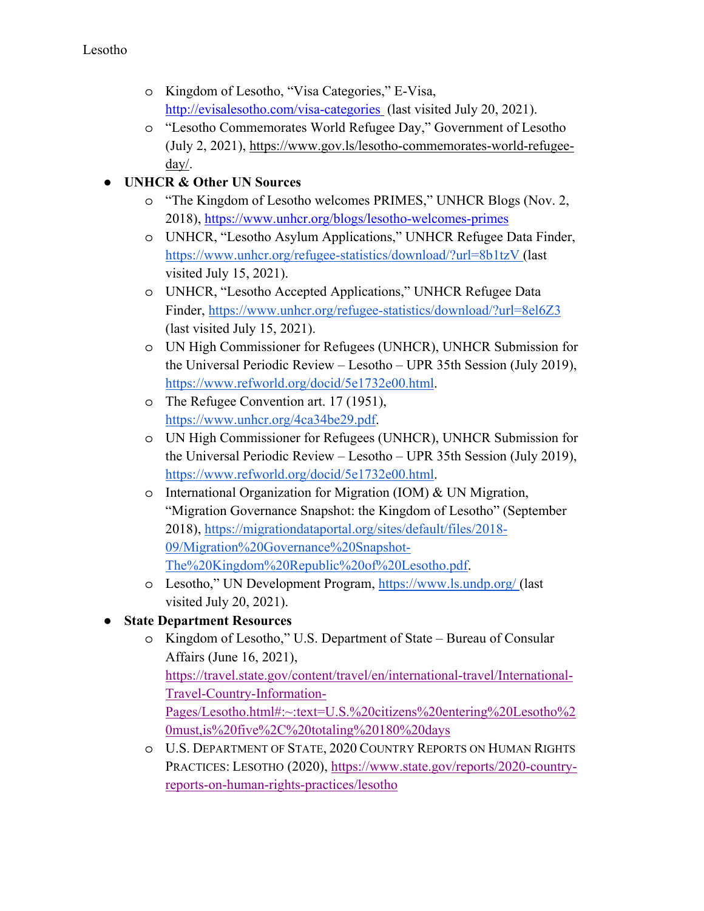- Kingdom of Lesotho, "Visa Categories," E-Visa, http://evisalesotho.com/visa-categories (last visited July 20, 2021).
- "Lesotho Commemorates World Refugee Day," Government of Lesotho (July 2, 2021), https://www.gov.ls/lesotho-commemorates-world-refugee-day/.

- **UNHCR & Other UN Sources**
  - "The Kingdom of Lesotho welcomes PRIMES," UNHCR Blogs (Nov. 2, 2018), https://www.unhcr.org/blogs/lesotho-welcomes-primes
  - UNHCR, "Lesotho Asylum Applications," UNHCR Refugee Data Finder, https://www.unhcr.org/refugee-statistics/download/?url=8b1tzV (last visited July 15, 2021).
  - UNHCR, "Lesotho Accepted Applications," UNHCR Refugee Data Finder, https://www.unhcr.org/refugee-statistics/download/?url=8el6Z3 (last visited July 15, 2021).
  - UN High Commissioner for Refugees (UNHCR), UNHCR Submission for the Universal Periodic Review – Lesotho – UPR 35th Session (July 2019), https://www.refworld.org/docid/5e1732e00.html.
  - The Refugee Convention art. 17 (1951), https://www.unhcr.org/4ca34be29.pdf.
  - UN High Commissioner for Refugees (UNHCR), UNHCR Submission for the Universal Periodic Review – Lesotho – UPR 35th Session (July 2019), https://www.refworld.org/docid/5e1732e00.html.
  - International Organization for Migration (IOM) & UN Migration, "Migration Governance Snapshot: the Kingdom of Lesotho" (September 2018), https://migrationdataportal.org/sites/default/files/2018-09/Migration%20Governance%20Snapshot-The%20Kingdom%20Republic%20of%20Lesotho.pdf.
  - Lesotho," UN Development Program, https://www.ls.undp.org/ (last visited July 20, 2021).

- **State Department Resources**
  - Kingdom of Lesotho," U.S. Department of State – Bureau of Consular Affairs (June 16, 2021), https://travel.state.gov/content/travel/en/international-travel/International-Travel-Country-Information-Pages/Lesotho.html#:~:text=U.S.%20citizens%20entering%20Lesotho%20must,is%20five%2C%20totaling%20180%20days
  - U.S. Department of State, 2020 Country Reports on Human Rights Practices: Lesotho (2020), https://www.state.gov/reports/2020-country-reports-on-human-rights-practices/lesotho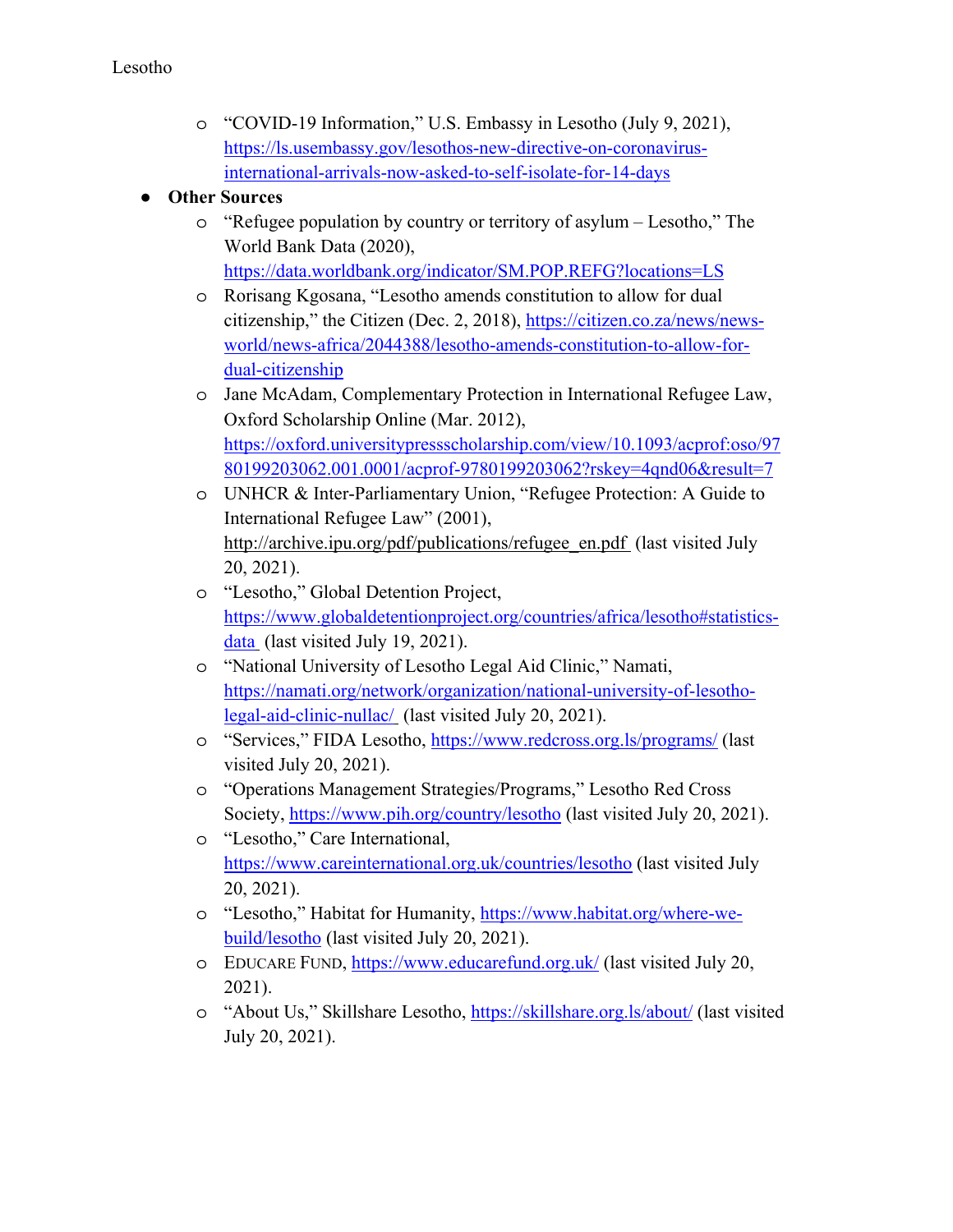- "COVID-19 Information," U.S. Embassy in Lesotho (July 9, 2021), https://ls.usembassy.gov/lesothos-new-directive-on-coronavirus-international-arrivals-now-asked-to-self-isolate-for-14-days

- **Other Sources**
  - "Refugee population by country or territory of asylum – Lesotho," The World Bank Data (2020), https://data.worldbank.org/indicator/SM.POP.REFG?locations=LS
  - Rorisang Kgosana, "Lesotho amends constitution to allow for dual citizenship," the Citizen (Dec. 2, 2018), https://citizen.co.za/news/news-world/news-africa/2044388/lesotho-amends-constitution-to-allow-for-dual-citizenship
  - Jane McAdam, Complementary Protection in International Refugee Law, Oxford Scholarship Online (Mar. 2012), https://oxford.universitypressscholarship.com/view/10.1093/acprof:oso/9780199203062.001.0001/acprof-9780199203062?rskey=4qnd06&result=7
  - UNHCR & Inter-Parliamentary Union, "Refugee Protection: A Guide to International Refugee Law" (2001), http://archive.ipu.org/pdf/publications/refugee_en.pdf (last visited July 20, 2021).
  - "Lesotho," Global Detention Project, https://www.globaldetentionproject.org/countries/africa/lesotho#statistics-data (last visited July 19, 2021).
  - "National University of Lesotho Legal Aid Clinic," Namati, https://namati.org/network/organization/national-university-of-lesotho-legal-aid-clinic-nullac/ (last visited July 20, 2021).
  - "Services," FIDA Lesotho, https://www.redcross.org.ls/programs/ (last visited July 20, 2021).
  - "Operations Management Strategies/Programs," Lesotho Red Cross Society, https://www.pih.org/country/lesotho (last visited July 20, 2021).
  - "Lesotho," Care International, https://www.careinternational.org.uk/countries/lesotho (last visited July 20, 2021).
  - "Lesotho," Habitat for Humanity, https://www.habitat.org/where-we-build/lesotho (last visited July 20, 2021).
  - EDUCARE FUND, https://www.educarefund.org.uk/ (last visited July 20, 2021).
  - "About Us," Skillshare Lesotho, https://skillshare.org.ls/about/ (last visited July 20, 2021).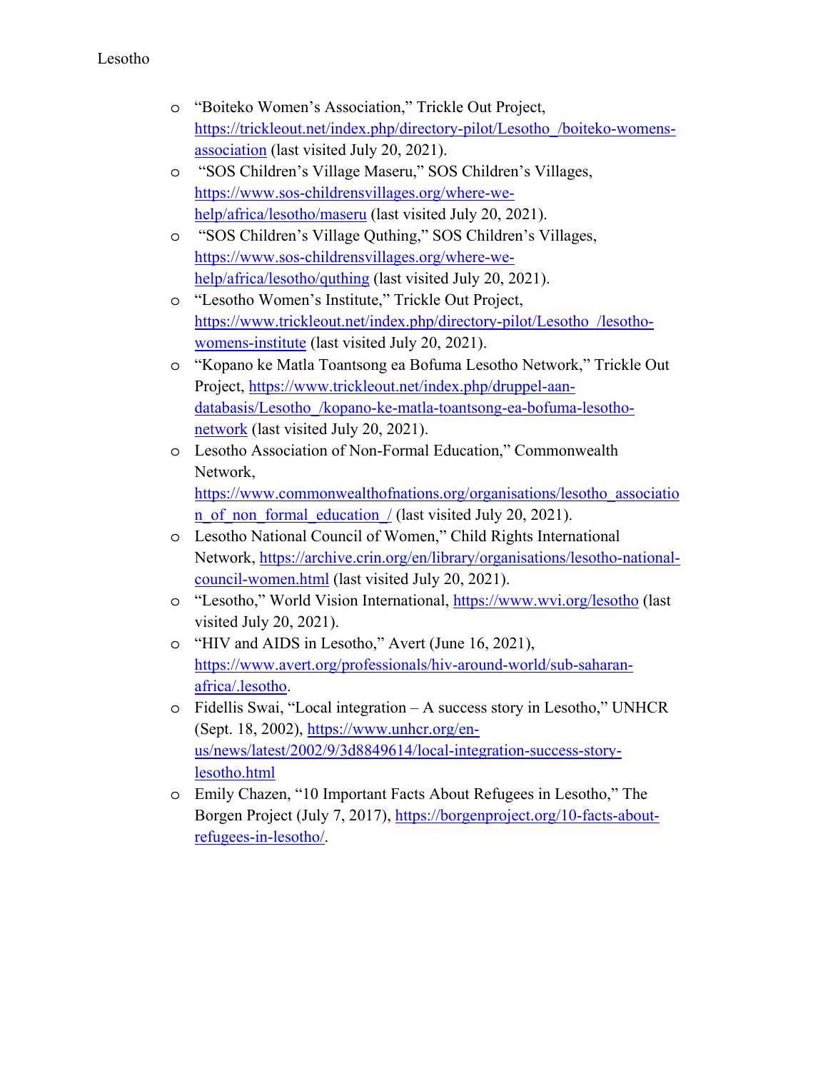- "Boiteko Women's Association," Trickle Out Project, https://trickleout.net/index.php/directory-pilot/Lesotho_/boiteko-womens-association (last visited July 20, 2021).
- "SOS Children's Village Maseru," SOS Children's Villages, https://www.sos-childrensvillages.org/where-we-help/africa/lesotho/maseru (last visited July 20, 2021).
- "SOS Children's Village Quthing," SOS Children's Villages, https://www.sos-childrensvillages.org/where-we-help/africa/lesotho/quthing (last visited July 20, 2021).
- "Lesotho Women's Institute," Trickle Out Project, https://www.trickleout.net/index.php/directory-pilot/Lesotho_/lesotho-womens-institute (last visited July 20, 2021).
- "Kopano ke Matla Toantsong ea Bofuma Lesotho Network," Trickle Out Project, https://www.trickleout.net/index.php/druppel-aan-databasis/Lesotho_/kopano-ke-matla-toantsong-ea-bofuma-lesotho-network (last visited July 20, 2021).
- Lesotho Association of Non-Formal Education," Commonwealth Network, https://www.commonwealthofnations.org/organisations/lesotho_association_of_non_formal_education_/ (last visited July 20, 2021).
- Lesotho National Council of Women," Child Rights International Network, https://archive.crin.org/en/library/organisations/lesotho-national-council-women.html (last visited July 20, 2021).
- "Lesotho," World Vision International, https://www.wvi.org/lesotho (last visited July 20, 2021).
- "HIV and AIDS in Lesotho," Avert (June 16, 2021), https://www.avert.org/professionals/hiv-around-world/sub-saharan-africa/.lesotho.
- Fidellis Swai, "Local integration – A success story in Lesotho," UNHCR (Sept. 18, 2002), https://www.unhcr.org/en-us/news/latest/2002/9/3d8849614/local-integration-success-story-lesotho.html
- Emily Chazen, "10 Important Facts About Refugees in Lesotho," The Borgen Project (July 7, 2017), https://borgenproject.org/10-facts-about-refugees-in-lesotho/.